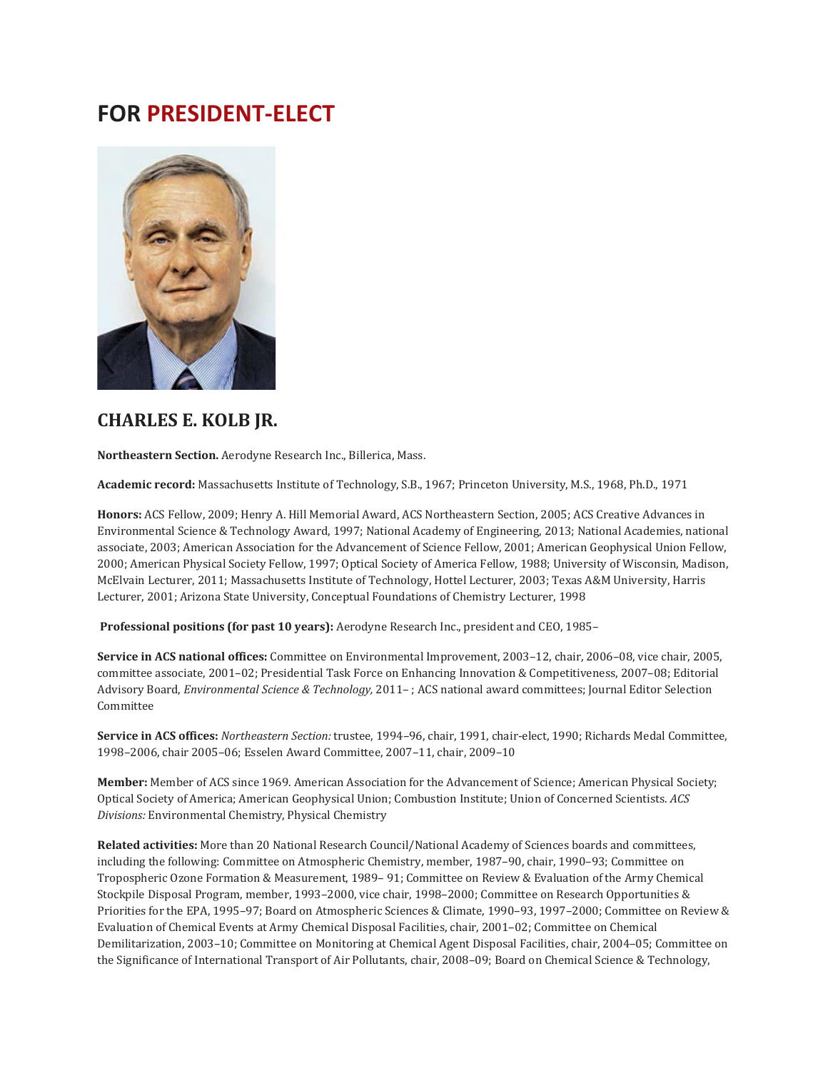# FOR PRESIDENT-ELECT

## CHARLES E. KOLB JR.

**Northeastern Section.** Aerodyne Research Inc., Billerica, Mass.

**Academic record:** Massachusetts Institute of Technology, S.B., 1967; Princeton University, M.S., 1968, Ph.D., 1971

**Honors:** ACS Fellow, 2009; Henry A. Hill Memorial Award, ACS Northeastern Section, 2005; ACS Creative Advances in Environmental Science & Technology Award, 1997; National Academy of Engineering, 2013; National Academies, national associate, 2003; American Association for the Advancement of Science Fellow, 2001; American Geophysical Union Fellow, 2000; American Physical Society Fellow, 1997; Optical Society of America Fellow, 1988; University of Wisconsin, Madison, McElvain Lecturer, 2011; Massachusetts Institute of Technology, Hottel Lecturer, 2003; Texas A&M University, Harris Lecturer, 2001; Arizona State University, Conceptual Foundations of Chemistry Lecturer, 1998

**Professional positions (for past 10 years):** Aerodyne Research Inc., president and CEO, 1985–

**Service in ACS national offices:** Committee on Environmental Improvement, 2003–12, chair, 2006–08, vice chair, 2005, committee associate, 2001–02; Presidential Task Force on Enhancing Innovation & Competitiveness, 2007–08; Editorial Advisory Board, *Environmental Science & Technology,* 2011– ; ACS national award committees; Journal Editor Selection Committee

**Service in ACS offices:** *Northeastern Section:* trustee, 1994–96, chair, 1991, chair-elect, 1990; Richards Medal Committee, 1998–2006, chair 2005–06; Esselen Award Committee, 2007–11, chair, 2009–10

**Member:** Member of ACS since 1969. American Association for the Advancement of Science; American Physical Society; Optical Society of America; American Geophysical Union; Combustion Institute; Union of Concerned Scientists. *ACS Divisions:* Environmental Chemistry, Physical Chemistry

**Related activities:** More than 20 National Research Council/National Academy of Sciences boards and committees, including the following: Committee on Atmospheric Chemistry, member, 1987–90, chair, 1990–93; Committee on Tropospheric Ozone Formation & Measurement, 1989– 91; Committee on Review & Evaluation of the Army Chemical Stockpile Disposal Program, member, 1993–2000, vice chair, 1998–2000; Committee on Research Opportunities & Priorities for the EPA, 1995–97; Board on Atmospheric Sciences & Climate, 1990–93, 1997–2000; Committee on Review & Evaluation of Chemical Events at Army Chemical Disposal Facilities, chair, 2001–02; Committee on Chemical Demilitarization, 2003–10; Committee on Monitoring at Chemical Agent Disposal Facilities, chair, 2004–05; Committee on the Significance of International Transport of Air Pollutants, chair, 2008–09; Board on Chemical Science & Technology,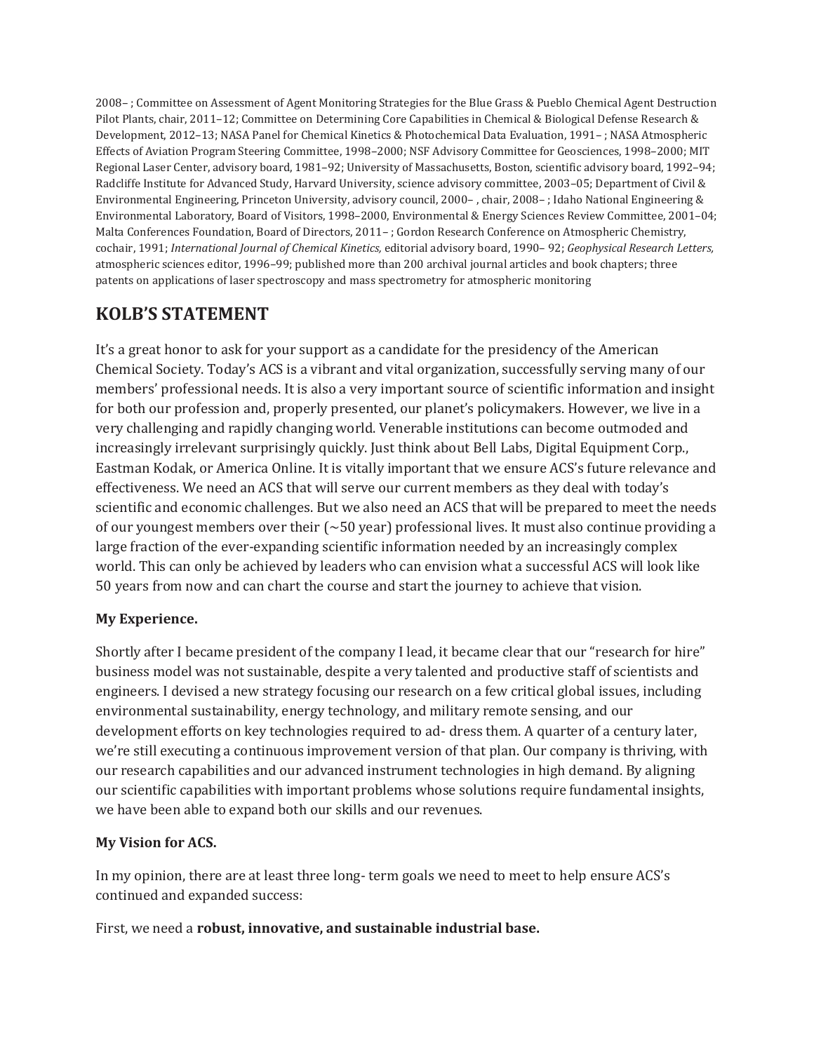2008– ; Committee on Assessment of Agent Monitoring Strategies for the Blue Grass & Pueblo Chemical Agent Destruction Pilot Plants, chair, 2011–12; Committee on Determining Core Capabilities in Chemical & Biological Defense Research & Development, 2012–13; NASA Panel for Chemical Kinetics & Photochemical Data Evaluation, 1991– ; NASA Atmospheric Effects of Aviation Program Steering Committee, 1998–2000; NSF Advisory Committee for Geosciences, 1998–2000; MIT Regional Laser Center, advisory board, 1981–92; University of Massachusetts, Boston, scientific advisory board, 1992–94; Radcliffe Institute for Advanced Study, Harvard University, science advisory committee, 2003–05; Department of Civil & Environmental Engineering, Princeton University, advisory council, 2000– , chair, 2008– ; Idaho National Engineering & Environmental Laboratory, Board of Visitors, 1998–2000, Environmental & Energy Sciences Review Committee, 2001–04; Malta Conferences Foundation, Board of Directors, 2011– ; Gordon Research Conference on Atmospheric Chemistry, cochair, 1991; *International Journal of Chemical Kinetics,* editorial advisory board, 1990– 92; *Geophysical Research Letters,* atmospheric sciences editor, 1996–99; published more than 200 archival journal articles and book chapters; three patents on applications of laser spectroscopy and mass spectrometry for atmospheric monitoring

## KOLB'S STATEMENT

It's a great honor to ask for your support as a candidate for the presidency of the American Chemical Society. Today's ACS is a vibrant and vital organization, successfully serving many of our members' professional needs. It is also a very important source of scientific information and insight for both our profession and, properly presented, our planet's policymakers. However, we live in a very challenging and rapidly changing world. Venerable institutions can become outmoded and increasingly irrelevant surprisingly quickly. Just think about Bell Labs, Digital Equipment Corp., Eastman Kodak, or America Online. It is vitally important that we ensure ACS's future relevance and effectiveness. We need an ACS that will serve our current members as they deal with today's scientific and economic challenges. But we also need an ACS that will be prepared to meet the needs of our youngest members over their (~50 year) professional lives. It must also continue providing a large fraction of the ever-expanding scientific information needed by an increasingly complex world. This can only be achieved by leaders who can envision what a successful ACS will look like 50 years from now and can chart the course and start the journey to achieve that vision.

**My Experience.**

Shortly after I became president of the company I lead, it became clear that our "research for hire" business model was not sustainable, despite a very talented and productive staff of scientists and engineers. I devised a new strategy focusing our research on a few critical global issues, including environmental sustainability, energy technology, and military remote sensing, and our development efforts on key technologies required to ad- dress them. A quarter of a century later, we're still executing a continuous improvement version of that plan. Our company is thriving, with our research capabilities and our advanced instrument technologies in high demand. By aligning our scientific capabilities with important problems whose solutions require fundamental insights, we have been able to expand both our skills and our revenues.

**My Vision for ACS.**

In my opinion, there are at least three long- term goals we need to meet to help ensure ACS's continued and expanded success:

First, we need a **robust, innovative, and sustainable industrial base.**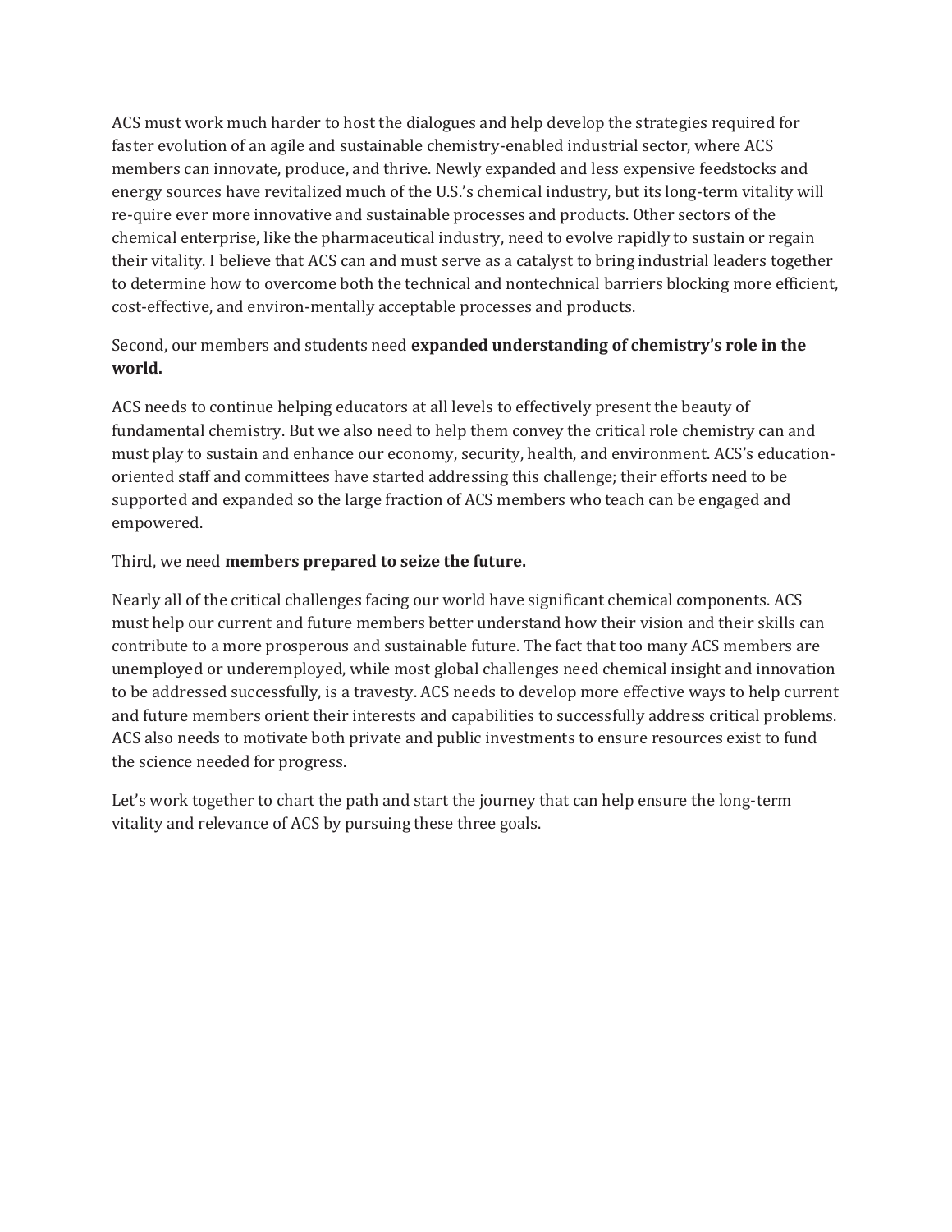ACS must work much harder to host the dialogues and help develop the strategies required for faster evolution of an agile and sustainable chemistry-enabled industrial sector, where ACS members can innovate, produce, and thrive. Newly expanded and less expensive feedstocks and energy sources have revitalized much of the U.S.'s chemical industry, but its long-term vitality will re-quire ever more innovative and sustainable processes and products. Other sectors of the chemical enterprise, like the pharmaceutical industry, need to evolve rapidly to sustain or regain their vitality. I believe that ACS can and must serve as a catalyst to bring industrial leaders together to determine how to overcome both the technical and nontechnical barriers blocking more efficient, cost-effective, and environ-mentally acceptable processes and products.

Second, our members and students need **expanded understanding of chemistry's role in the world.**

ACS needs to continue helping educators at all levels to effectively present the beauty of fundamental chemistry. But we also need to help them convey the critical role chemistry can and must play to sustain and enhance our economy, security, health, and environment. ACS's education-oriented staff and committees have started addressing this challenge; their efforts need to be supported and expanded so the large fraction of ACS members who teach can be engaged and empowered.

Third, we need **members prepared to seize the future.**

Nearly all of the critical challenges facing our world have significant chemical components. ACS must help our current and future members better understand how their vision and their skills can contribute to a more prosperous and sustainable future. The fact that too many ACS members are unemployed or underemployed, while most global challenges need chemical insight and innovation to be addressed successfully, is a travesty. ACS needs to develop more effective ways to help current and future members orient their interests and capabilities to successfully address critical problems. ACS also needs to motivate both private and public investments to ensure resources exist to fund the science needed for progress.

Let's work together to chart the path and start the journey that can help ensure the long-term vitality and relevance of ACS by pursuing these three goals.